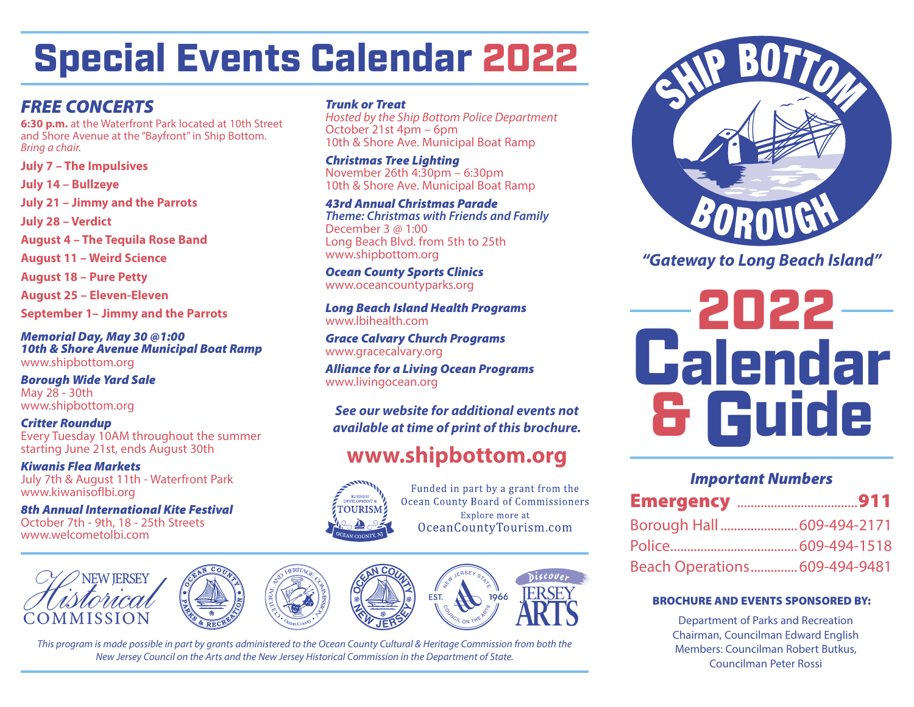# Special Events Calendar 2022

## FREE CONCERTS

**6:30 p.m.** at the Waterfront Park located at 10th Street and Shore Avenue at the "Bayfront" in Ship Bottom. *Bring a chair.*

**July 7 – The Impulsives**

**July 14 – Bullzeye**

**July 21 – Jimmy and the Parrots**

**July 28 – Verdict**

**August 4 – The Tequila Rose Band**

**August 11 – Weird Science**

**August 18 – Pure Petty**

**August 25 – Eleven-Eleven**

**September 1– Jimmy and the Parrots**

***Memorial Day, May 30 @1:00***
***10th & Shore Avenue Municipal Boat Ramp***
www.shipbottom.org

***Borough Wide Yard Sale***
May 28 - 30th
www.shipbottom.org

***Critter Roundup***
Every Tuesday 10AM throughout the summer starting June 21st, ends August 30th

***Kiwanis Flea Markets***
July 7th & August 11th - Waterfront Park
www.kiwanisoflbi.org

***8th Annual International Kite Festival***
October 7th - 9th, 18 - 25th Streets
www.welcometolbi.com

***Trunk or Treat***
*Hosted by the Ship Bottom Police Department*
October 21st 4pm – 6pm
10th & Shore Ave. Municipal Boat Ramp

***Christmas Tree Lighting***
November 26th 4:30pm – 6:30pm
10th & Shore Ave. Municipal Boat Ramp

***43rd Annual Christmas Parade***
*Theme: Christmas with Friends and Family*
December 3 @ 1:00
Long Beach Blvd. from 5th to 25th
www.shipbottom.org

***Ocean County Sports Clinics***
www.oceancountyparks.org

***Long Beach Island Health Programs***
www.lbihealth.com

***Grace Calvary Church Programs***
www.gracecalvary.org

***Alliance for a Living Ocean Programs***
www.livingocean.org

***See our website for additional events not available at time of print of this brochure.***

**www.shipbottom.org**

Funded in part by a grant from the Ocean County Board of Commissioners
Explore more at
OceanCountyTourism.com

*This program is made possible in part by grants administered to the Ocean County Cultural & Heritage Commission from both the New Jersey Council on the Arts and the New Jersey Historical Commission in the Department of State.*

# SHIP BOTTOM BOROUGH

***"Gateway to Long Beach Island"***

# 2022 Calendar & Guide

### *Important Numbers*

| | |
|---|---|
| **Emergency** | **911** |
| Borough Hall | 609-494-2171 |
| Police | 609-494-1518 |
| Beach Operations | 609-494-9481 |

**BROCHURE AND EVENTS SPONSORED BY:**

Department of Parks and Recreation
Chairman, Councilman Edward English
Members: Councilman Robert Butkus,
Councilman Peter Rossi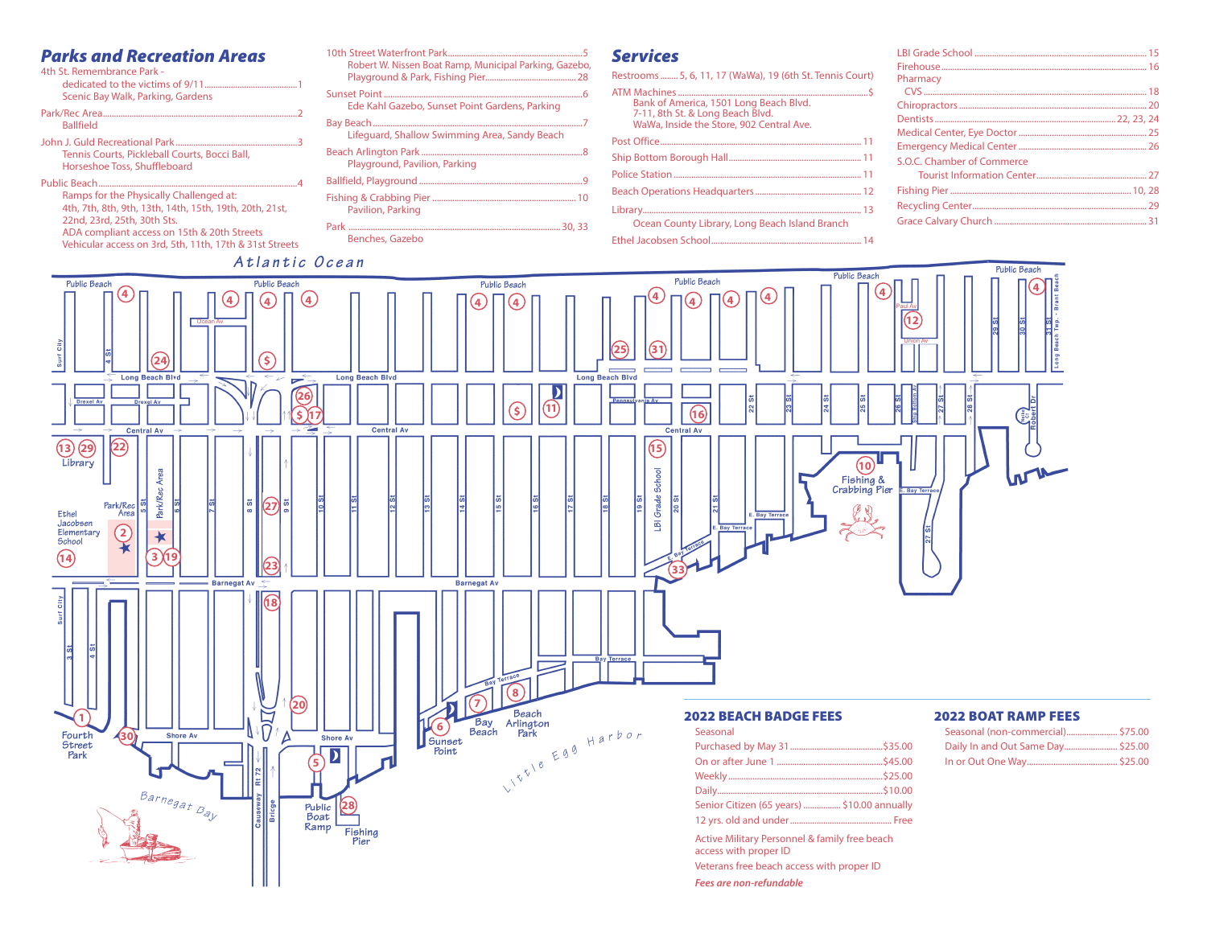## Parks and Recreation Areas

- 4th St. Remembrance Park - dedicated to the victims of 9/11 .......... 1
  - Scenic Bay Walk, Parking, Gardens
- Park/Rec Area .......... 2
  - Ballfield
- John J. Guld Recreational Park .......... 3
  - Tennis Courts, Pickleball Courts, Bocci Ball, Horseshoe Toss, Shuffleboard
- Public Beach .......... 4
  - Ramps for the Physically Challenged at: 4th, 7th, 8th, 9th, 13th, 14th, 15th, 19th, 20th, 21st, 22nd, 23rd, 25th, 30th Sts.
  - ADA compliant access on 15th & 20th Streets
  - Vehicular access on 3rd, 5th, 11th, 17th & 31st Streets
- 10th Street Waterfront Park .......... 5
  - Robert W. Nissen Boat Ramp, Municipal Parking, Gazebo, Playground & Park, Fishing Pier .......... 28
- Sunset Point .......... 6
  - Ede Kahl Gazebo, Sunset Point Gardens, Parking
- Bay Beach .......... 7
  - Lifeguard, Shallow Swimming Area, Sandy Beach
- Beach Arlington Park .......... 8
  - Playground, Pavilion, Parking
- Ballfield, Playground .......... 9
- Fishing & Crabbing Pier .......... 10
  - Pavilion, Parking
- Park .......... 30, 33
  - Benches, Gazebo

## Services

- Restrooms .......... 5, 6, 11, 17 (WaWa), 19 (6th St. Tennis Court)
- ATM Machines .......... $
  - Bank of America, 1501 Long Beach Blvd.
  - 7-11, 8th St. & Long Beach Blvd.
  - WaWa, Inside the Store, 902 Central Ave.
- Post Office .......... 11
- Ship Bottom Borough Hall .......... 11
- Police Station .......... 11
- Beach Operations Headquarters .......... 12
- Library .......... 13
  - Ocean County Library, Long Beach Island Branch
- Ethel Jacobsen School .......... 14
- LBI Grade School .......... 15
- Firehouse .......... 16
- Pharmacy
  - CVS .......... 18
- Chiropractors .......... 20
- Dentists .......... 22, 23, 24
- Medical Center, Eye Doctor .......... 25
- Emergency Medical Center .......... 26
- S.O.C. Chamber of Commerce
  - Tourist Information Center .......... 27
- Fishing Pier .......... 10, 28
- Recycling Center .......... 29
- Grace Calvary Church .......... 31

## 2022 BEACH BADGE FEES

| Seasonal | |
|---|---|
| Purchased by May 31 | $35.00 |
| On or after June 1 | $45.00 |
| Weekly | $25.00 |
| Daily | $10.00 |
| Senior Citizen (65 years) | $10.00 annually |
| 12 yrs. old and under | Free |

Active Military Personnel & family free beach access with proper ID

Veterans free beach access with proper ID

*Fees are non-refundable*

## 2022 BOAT RAMP FEES

| | |
|---|---|
| Seasonal (non-commercial) | $75.00 |
| Daily In and Out Same Day | $25.00 |
| In or Out One Way | $25.00 |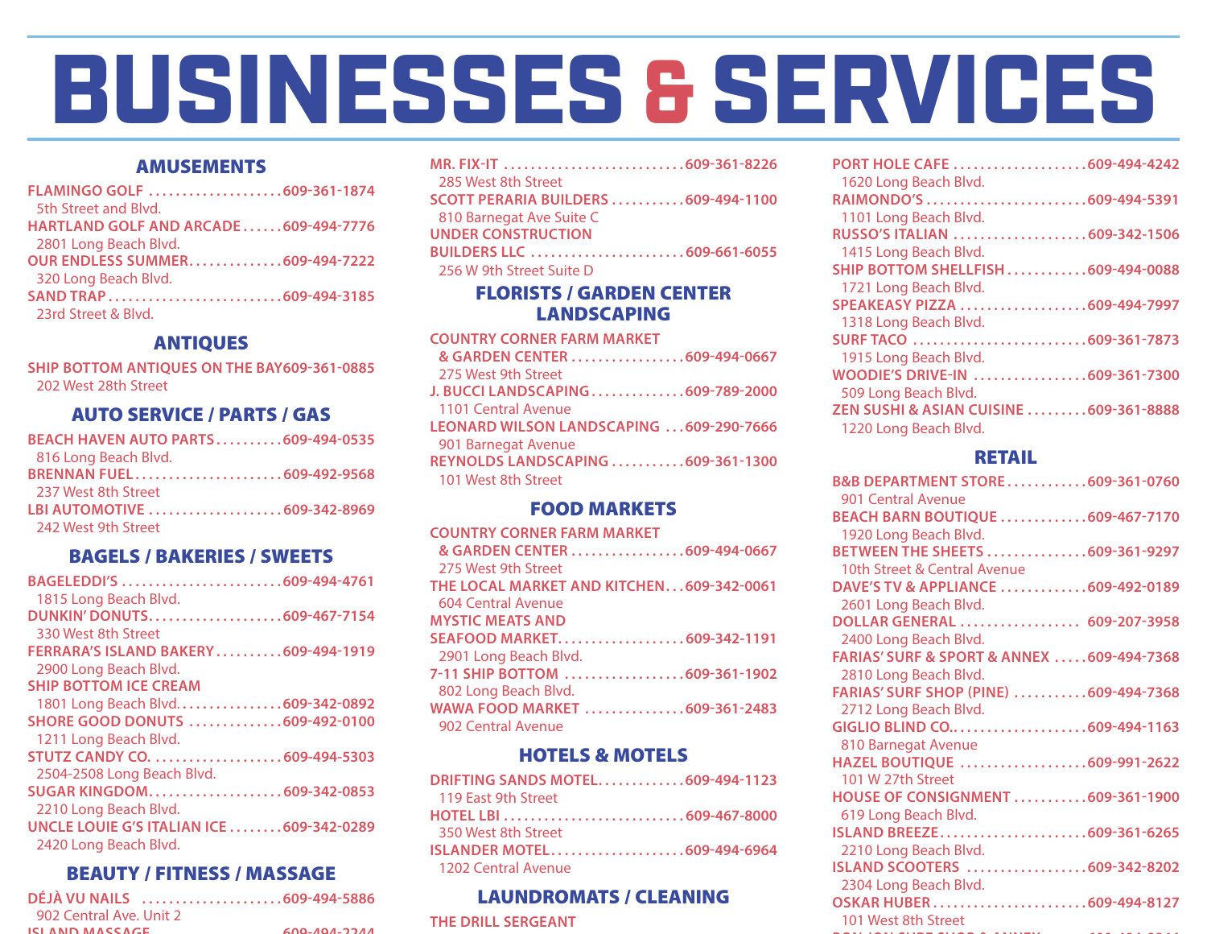# BUSINESSES & SERVICES

## AMUSEMENTS

**FLAMINGO GOLF** .................... 609-361-1874
5th Street and Blvd.

**HARTLAND GOLF AND ARCADE** ...... 609-494-7776
2801 Long Beach Blvd.

**OUR ENDLESS SUMMER** ............. 609-494-7222
320 Long Beach Blvd.

**SAND TRAP** .......................... 609-494-3185
23rd Street & Blvd.

## ANTIQUES

**SHIP BOTTOM ANTIQUES ON THE BAY** 609-361-0885
202 West 28th Street

## AUTO SERVICE / PARTS / GAS

**BEACH HAVEN AUTO PARTS** .......... 609-494-0535
816 Long Beach Blvd.

**BRENNAN FUEL** ...................... 609-492-9568
237 West 8th Street

**LBI AUTOMOTIVE** .................... 609-342-8969
242 West 9th Street

## BAGELS / BAKERIES / SWEETS

**BAGELEDDI'S** ........................ 609-494-4761
1815 Long Beach Blvd.

**DUNKIN' DONUTS** .................... 609-467-7154
330 West 8th Street

**FERRARA'S ISLAND BAKERY** .......... 609-494-1919
2900 Long Beach Blvd.

**SHIP BOTTOM ICE CREAM**
1801 Long Beach Blvd. ............... 609-342-0892

**SHORE GOOD DONUTS** .............. 609-492-0100
1211 Long Beach Blvd.

**STUTZ CANDY CO.** ................... 609-494-5303
2504-2508 Long Beach Blvd.

**SUGAR KINGDOM** .................... 609-342-0853
2210 Long Beach Blvd.

**UNCLE LOUIE G'S ITALIAN ICE** ........ 609-342-0289
2420 Long Beach Blvd.

## BEAUTY / FITNESS / MASSAGE

**DÉJÀ VU NAILS** ..................... 609-494-5886
902 Central Ave. Unit 2

**ISLAND MASSAGE** .................... 609-494-2244

**MR. FIX-IT** ........................... 609-361-8226
285 West 8th Street

**SCOTT PERARIA BUILDERS** ........... 609-494-1100
810 Barnegat Ave Suite C

**UNDER CONSTRUCTION BUILDERS LLC** ....................... 609-661-6055
256 W 9th Street Suite D

## FLORISTS / GARDEN CENTER LANDSCAPING

**COUNTRY CORNER FARM MARKET & GARDEN CENTER** ................. 609-494-0667
275 West 9th Street

**J. BUCCI LANDSCAPING** .............. 609-789-2000
1101 Central Avenue

**LEONARD WILSON LANDSCAPING** ... 609-290-7666
901 Barnegat Avenue

**REYNOLDS LANDSCAPING** ........... 609-361-1300
101 West 8th Street

## FOOD MARKETS

**COUNTRY CORNER FARM MARKET & GARDEN CENTER** ................. 609-494-0667
275 West 9th Street

**THE LOCAL MARKET AND KITCHEN** ... 609-342-0061
604 Central Avenue

**MYSTIC MEATS AND SEAFOOD MARKET** ................... 609-342-1191
2901 Long Beach Blvd.

**7-11 SHIP BOTTOM** .................. 609-361-1902
802 Long Beach Blvd.

**WAWA FOOD MARKET** ............... 609-361-2483
902 Central Avenue

## HOTELS & MOTELS

**DRIFTING SANDS MOTEL** ............. 609-494-1123
119 East 9th Street

**HOTEL LBI** ........................... 609-467-8000
350 West 8th Street

**ISLANDER MOTEL** .................... 609-494-6964
1202 Central Avenue

## LAUNDROMATS / CLEANING

**THE DRILL SERGEANT**

**PORT HOLE CAFE** .................... 609-494-4242
1620 Long Beach Blvd.

**RAIMONDO'S** ........................ 609-494-5391
1101 Long Beach Blvd.

**RUSSO'S ITALIAN** .................... 609-342-1506
1415 Long Beach Blvd.

**SHIP BOTTOM SHELLFISH** ............ 609-494-0088
1721 Long Beach Blvd.

**SPEAKEASY PIZZA** ................... 609-494-7997
1318 Long Beach Blvd.

**SURF TACO** .......................... 609-361-7873
1915 Long Beach Blvd.

**WOODIE'S DRIVE-IN** ................. 609-361-7300
509 Long Beach Blvd.

**ZEN SUSHI & ASIAN CUISINE** ......... 609-361-8888
1220 Long Beach Blvd.

## RETAIL

**B&B DEPARTMENT STORE** ............ 609-361-0760
901 Central Avenue

**BEACH BARN BOUTIQUE** ............. 609-467-7170
1920 Long Beach Blvd.

**BETWEEN THE SHEETS** ............... 609-361-9297
10th Street & Central Avenue

**DAVE'S TV & APPLIANCE** ............. 609-492-0189
2601 Long Beach Blvd.

**DOLLAR GENERAL** .................. 609-207-3958
2400 Long Beach Blvd.

**FARIAS' SURF & SPORT & ANNEX** ..... 609-494-7368
2810 Long Beach Blvd.

**FARIAS' SURF SHOP (PINE)** ........... 609-494-7368
2712 Long Beach Blvd.

**GIGLIO BLIND CO.** .................... 609-494-1163
810 Barnegat Avenue

**HAZEL BOUTIQUE** ................... 609-991-2622
101 W 27th Street

**HOUSE OF CONSIGNMENT** ........... 609-361-1900
619 Long Beach Blvd.

**ISLAND BREEZE** ...................... 609-361-6265
2210 Long Beach Blvd.

**ISLAND SCOOTERS** .................. 609-342-8202
2304 Long Beach Blvd.

**OSKAR HUBER** ....................... 609-494-8127
101 West 8th Street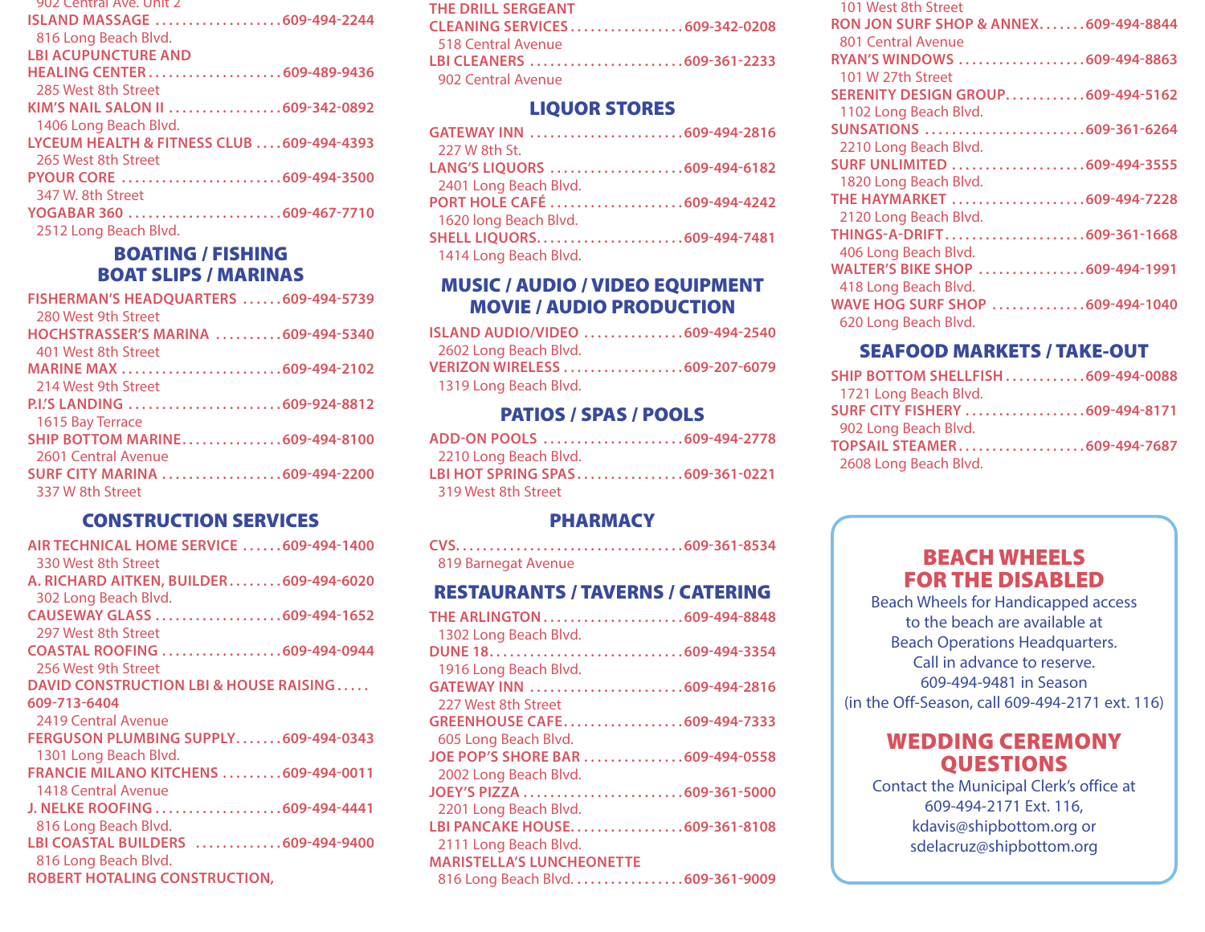902 Central Ave. Unit 2

**ISLAND MASSAGE** .................. 609-494-2244
816 Long Beach Blvd.

**LBI ACUPUNCTURE AND HEALING CENTER** .................. 609-489-9436
285 West 8th Street

**KIM'S NAIL SALON II** .................. 609-342-0892
1406 Long Beach Blvd.

**LYCEUM HEALTH & FITNESS CLUB** .... 609-494-4393
265 West 8th Street

**PYOUR CORE** .................. 609-494-3500
347 W. 8th Street

**YOGABAR 360** .................. 609-467-7710
2512 Long Beach Blvd.

## BOATING / FISHING BOAT SLIPS / MARINAS

**FISHERMAN'S HEADQUARTERS** ...... 609-494-5739
280 West 9th Street

**HOCHSTRASSER'S MARINA** .......... 609-494-5340
401 West 8th Street

**MARINE MAX** .................. 609-494-2102
214 West 9th Street

**P.I.'S LANDING** .................. 609-924-8812
1615 Bay Terrace

**SHIP BOTTOM MARINE** .................. 609-494-8100
2601 Central Avenue

**SURF CITY MARINA** .................. 609-494-2200
337 W 8th Street

## CONSTRUCTION SERVICES

**AIR TECHNICAL HOME SERVICE** ...... 609-494-1400
330 West 8th Street

**A. RICHARD AITKEN, BUILDER** ........ 609-494-6020
302 Long Beach Blvd.

**CAUSEWAY GLASS** .................. 609-494-1652
297 West 8th Street

**COASTAL ROOFING** .................. 609-494-0944
256 West 9th Street

**DAVID CONSTRUCTION LBI & HOUSE RAISING** ..... 609-713-6404
2419 Central Avenue

**FERGUSON PLUMBING SUPPLY** ....... 609-494-0343
1301 Long Beach Blvd.

**FRANCIE MILANO KITCHENS** ......... 609-494-0011
1418 Central Avenue

**J. NELKE ROOFING** .................. 609-494-4441
816 Long Beach Blvd.

**LBI COASTAL BUILDERS** ............. 609-494-9400
816 Long Beach Blvd.

**ROBERT HOTALING CONSTRUCTION,**

**THE DRILL SERGEANT CLEANING SERVICES** .................. 609-342-0208
518 Central Avenue

**LBI CLEANERS** .................. 609-361-2233
902 Central Avenue

## LIQUOR STORES

**GATEWAY INN** .................. 609-494-2816
227 W 8th St.

**LANG'S LIQUORS** .................. 609-494-6182
2401 Long Beach Blvd.

**PORT HOLE CAFÉ** .................. 609-494-4242
1620 long Beach Blvd.

**SHELL LIQUORS** .................. 609-494-7481
1414 Long Beach Blvd.

## MUSIC / AUDIO / VIDEO EQUIPMENT MOVIE / AUDIO PRODUCTION

**ISLAND AUDIO/VIDEO** .................. 609-494-2540
2602 Long Beach Blvd.

**VERIZON WIRELESS** .................. 609-207-6079
1319 Long Beach Blvd.

## PATIOS / SPAS / POOLS

**ADD-ON POOLS** .................. 609-494-2778
2210 Long Beach Blvd.

**LBI HOT SPRING SPAS** .................. 609-361-0221
319 West 8th Street

## PHARMACY

**CVS** .................. 609-361-8534
819 Barnegat Avenue

## RESTAURANTS / TAVERNS / CATERING

**THE ARLINGTON** .................. 609-494-8848
1302 Long Beach Blvd.

**DUNE 18** .................. 609-494-3354
1916 Long Beach Blvd.

**GATEWAY INN** .................. 609-494-2816
227 West 8th Street

**GREENHOUSE CAFE** .................. 609-494-7333
605 Long Beach Blvd.

**JOE POP'S SHORE BAR** .................. 609-494-0558
2002 Long Beach Blvd.

**JOEY'S PIZZA** .................. 609-361-5000
2201 Long Beach Blvd.

**LBI PANCAKE HOUSE** .................. 609-361-8108
2111 Long Beach Blvd.

**MARISTELLA'S LUNCHEONETTE**
816 Long Beach Blvd. .................. 609-361-9009

101 West 8th Street

**RON JON SURF SHOP & ANNEX** ....... 609-494-8844
801 Central Avenue

**RYAN'S WINDOWS** .................. 609-494-8863
101 W 27th Street

**SERENITY DESIGN GROUP** ............ 609-494-5162
1102 Long Beach Blvd.

**SUNSATIONS** .................. 609-361-6264
2210 Long Beach Blvd.

**SURF UNLIMITED** .................. 609-494-3555
1820 Long Beach Blvd.

**THE HAYMARKET** .................. 609-494-7228
2120 Long Beach Blvd.

**THINGS-A-DRIFT** .................. 609-361-1668
406 Long Beach Blvd.

**WALTER'S BIKE SHOP** .................. 609-494-1991
418 Long Beach Blvd.

**WAVE HOG SURF SHOP** .................. 609-494-1040
620 Long Beach Blvd.

## SEAFOOD MARKETS / TAKE-OUT

**SHIP BOTTOM SHELLFISH** ............ 609-494-0088
1721 Long Beach Blvd.

**SURF CITY FISHERY** .................. 609-494-8171
902 Long Beach Blvd.

**TOPSAIL STEAMER** .................. 609-494-7687
2608 Long Beach Blvd.

## BEACH WHEELS FOR THE DISABLED

Beach Wheels for Handicapped access to the beach are available at Beach Operations Headquarters. Call in advance to reserve. 609-494-9481 in Season (in the Off-Season, call 609-494-2171 ext. 116)

## WEDDING CEREMONY QUESTIONS

Contact the Municipal Clerk's office at 609-494-2171 Ext. 116, kdavis@shipbottom.org or sdelacruz@shipbottom.org